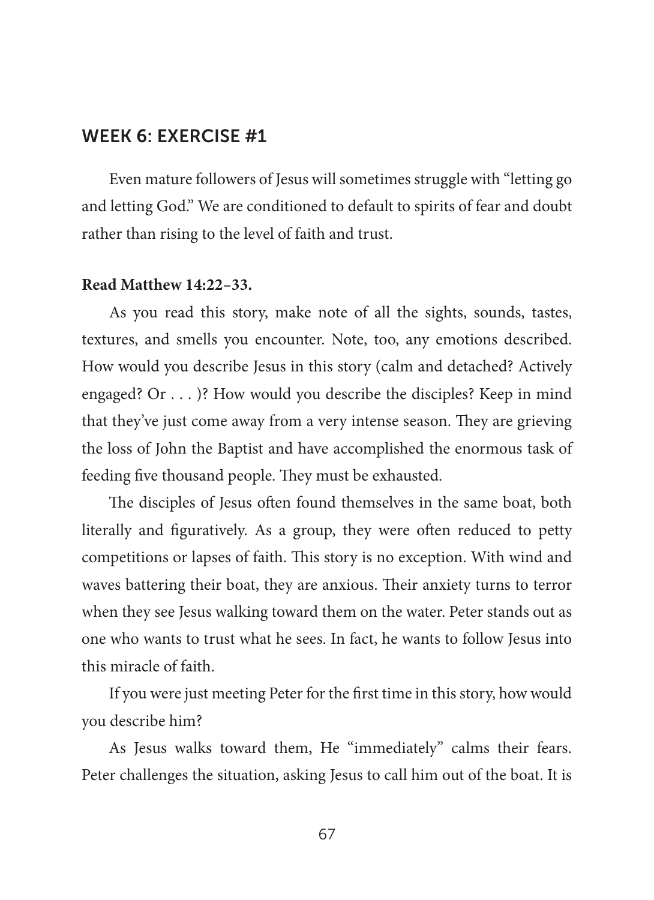## WEEK 6: EXERCISE #1

Even mature followers of Jesus will sometimes struggle with "letting go and letting God." We are conditioned to default to spirits of fear and doubt rather than rising to the level of faith and trust.

**Read Matthew 14:22–33.**

As you read this story, make note of all the sights, sounds, tastes, textures, and smells you encounter. Note, too, any emotions described. How would you describe Jesus in this story (calm and detached? Actively engaged? Or . . . )? How would you describe the disciples? Keep in mind that they've just come away from a very intense season. They are grieving the loss of John the Baptist and have accomplished the enormous task of feeding five thousand people. They must be exhausted.

The disciples of Jesus often found themselves in the same boat, both literally and figuratively. As a group, they were often reduced to petty competitions or lapses of faith. This story is no exception. With wind and waves battering their boat, they are anxious. Their anxiety turns to terror when they see Jesus walking toward them on the water. Peter stands out as one who wants to trust what he sees. In fact, he wants to follow Jesus into this miracle of faith.

If you were just meeting Peter for the first time in this story, how would you describe him?

As Jesus walks toward them, He "immediately" calms their fears. Peter challenges the situation, asking Jesus to call him out of the boat. It is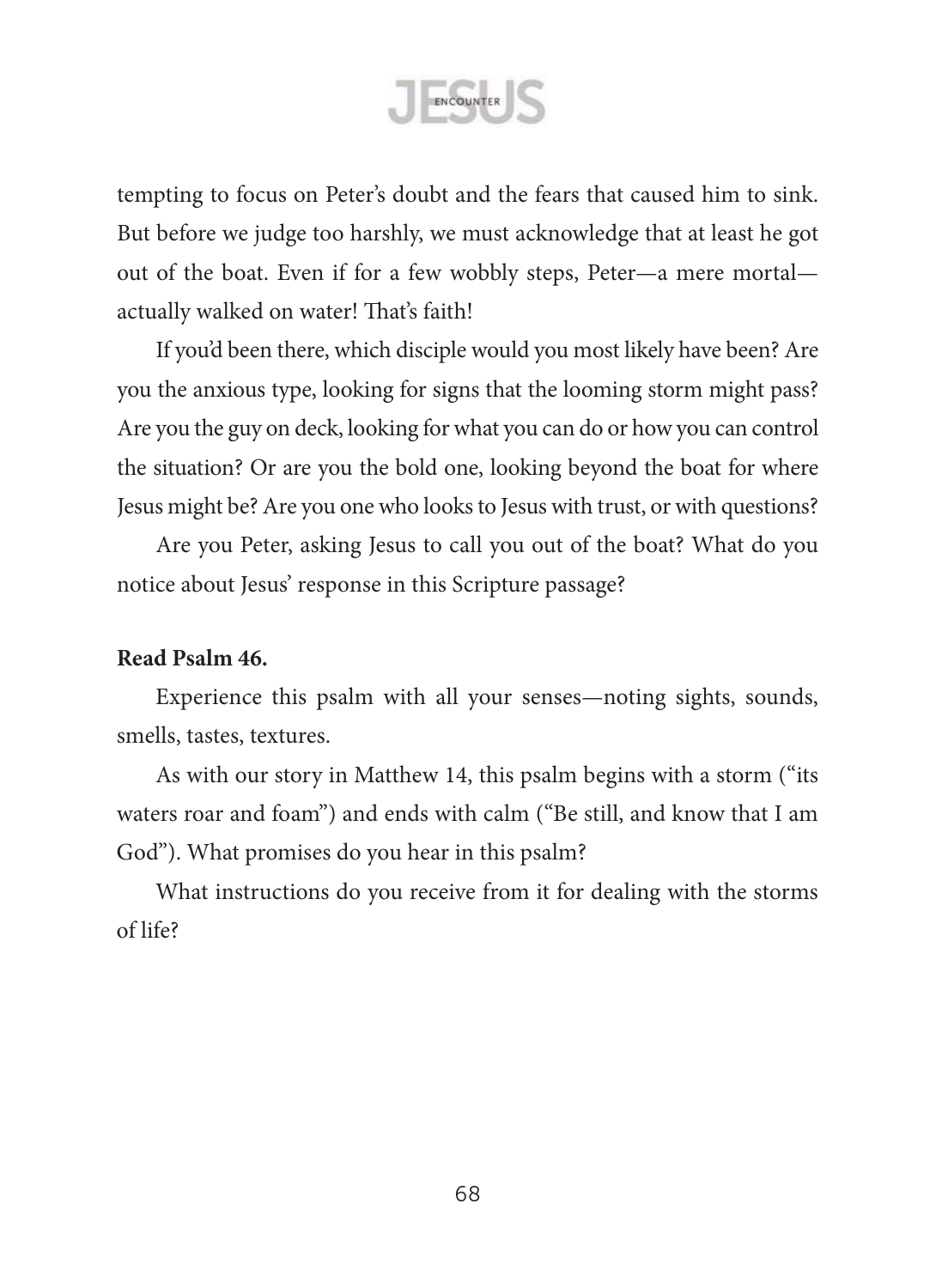tempting to focus on Peter's doubt and the fears that caused him to sink. But before we judge too harshly, we must acknowledge that at least he got out of the boat. Even if for a few wobbly steps, Peter—a mere mortal—actually walked on water! That's faith!

If you'd been there, which disciple would you most likely have been? Are you the anxious type, looking for signs that the looming storm might pass? Are you the guy on deck, looking for what you can do or how you can control the situation? Or are you the bold one, looking beyond the boat for where Jesus might be? Are you one who looks to Jesus with trust, or with questions?

Are you Peter, asking Jesus to call you out of the boat? What do you notice about Jesus' response in this Scripture passage?

**Read Psalm 46.**

Experience this psalm with all your senses—noting sights, sounds, smells, tastes, textures.

As with our story in Matthew 14, this psalm begins with a storm ("its waters roar and foam") and ends with calm ("Be still, and know that I am God"). What promises do you hear in this psalm?

What instructions do you receive from it for dealing with the storms of life?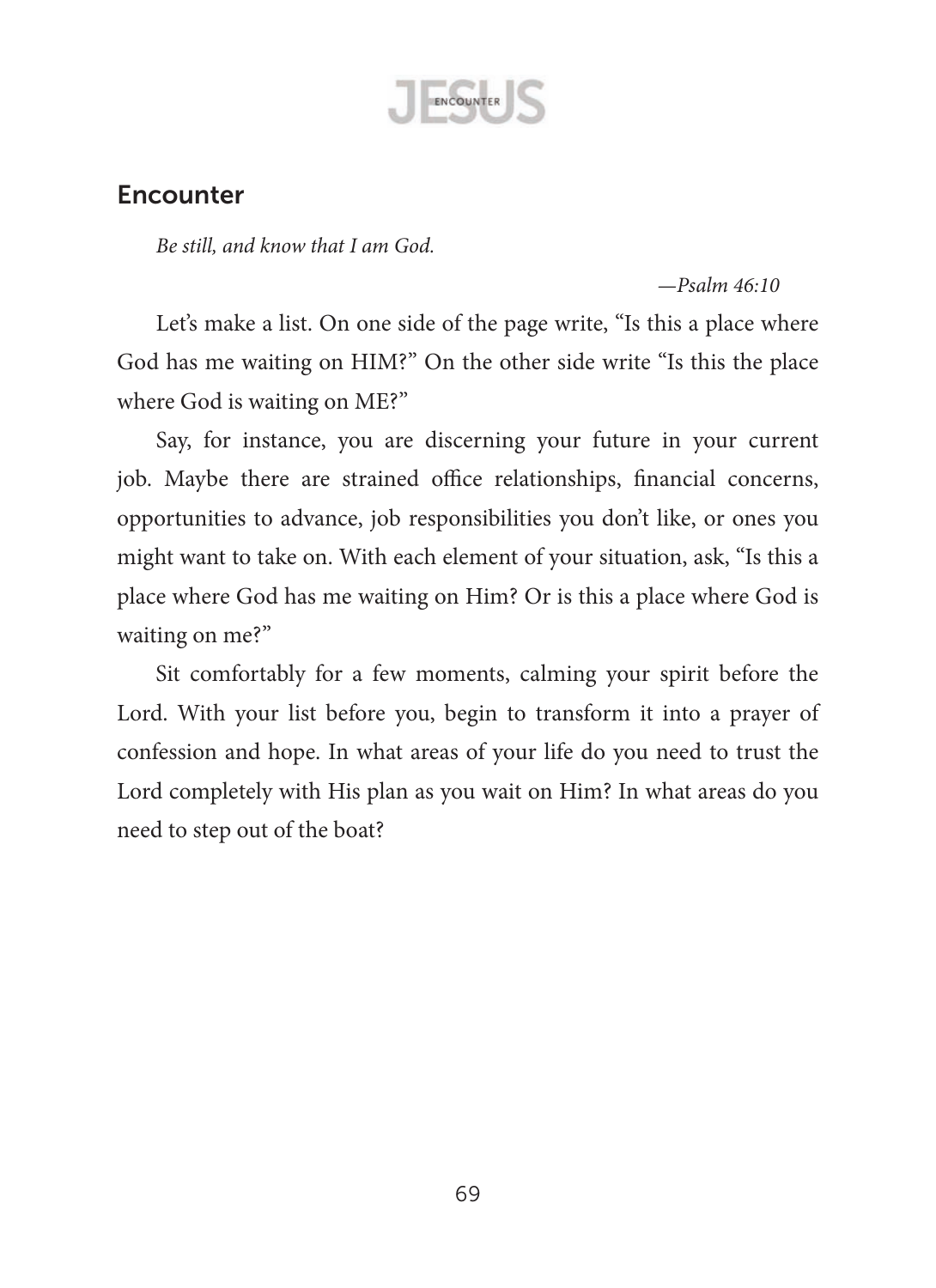## Encounter

*Be still, and know that I am God.*

*—Psalm 46:10*

Let's make a list. On one side of the page write, "Is this a place where God has me waiting on HIM?" On the other side write "Is this the place where God is waiting on ME?"

Say, for instance, you are discerning your future in your current job. Maybe there are strained office relationships, financial concerns, opportunities to advance, job responsibilities you don't like, or ones you might want to take on. With each element of your situation, ask, "Is this a place where God has me waiting on Him? Or is this a place where God is waiting on me?"

Sit comfortably for a few moments, calming your spirit before the Lord. With your list before you, begin to transform it into a prayer of confession and hope. In what areas of your life do you need to trust the Lord completely with His plan as you wait on Him? In what areas do you need to step out of the boat?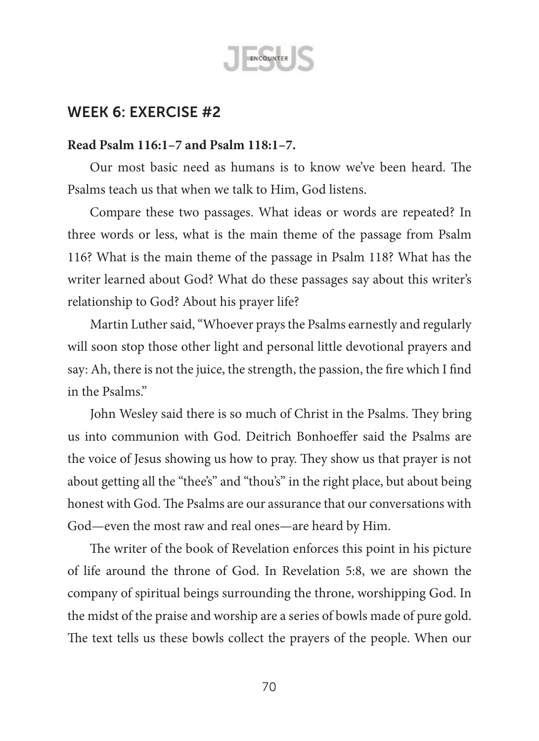## WEEK 6: EXERCISE #2

**Read Psalm 116:1–7 and Psalm 118:1–7.**

Our most basic need as humans is to know we've been heard. The Psalms teach us that when we talk to Him, God listens.

Compare these two passages. What ideas or words are repeated? In three words or less, what is the main theme of the passage from Psalm 116? What is the main theme of the passage in Psalm 118? What has the writer learned about God? What do these passages say about this writer's relationship to God? About his prayer life?

Martin Luther said, "Whoever prays the Psalms earnestly and regularly will soon stop those other light and personal little devotional prayers and say: Ah, there is not the juice, the strength, the passion, the fire which I find in the Psalms."

John Wesley said there is so much of Christ in the Psalms. They bring us into communion with God. Deitrich Bonhoeffer said the Psalms are the voice of Jesus showing us how to pray. They show us that prayer is not about getting all the "thee's" and "thou's" in the right place, but about being honest with God. The Psalms are our assurance that our conversations with God—even the most raw and real ones—are heard by Him.

The writer of the book of Revelation enforces this point in his picture of life around the throne of God. In Revelation 5:8, we are shown the company of spiritual beings surrounding the throne, worshipping God. In the midst of the praise and worship are a series of bowls made of pure gold. The text tells us these bowls collect the prayers of the people. When our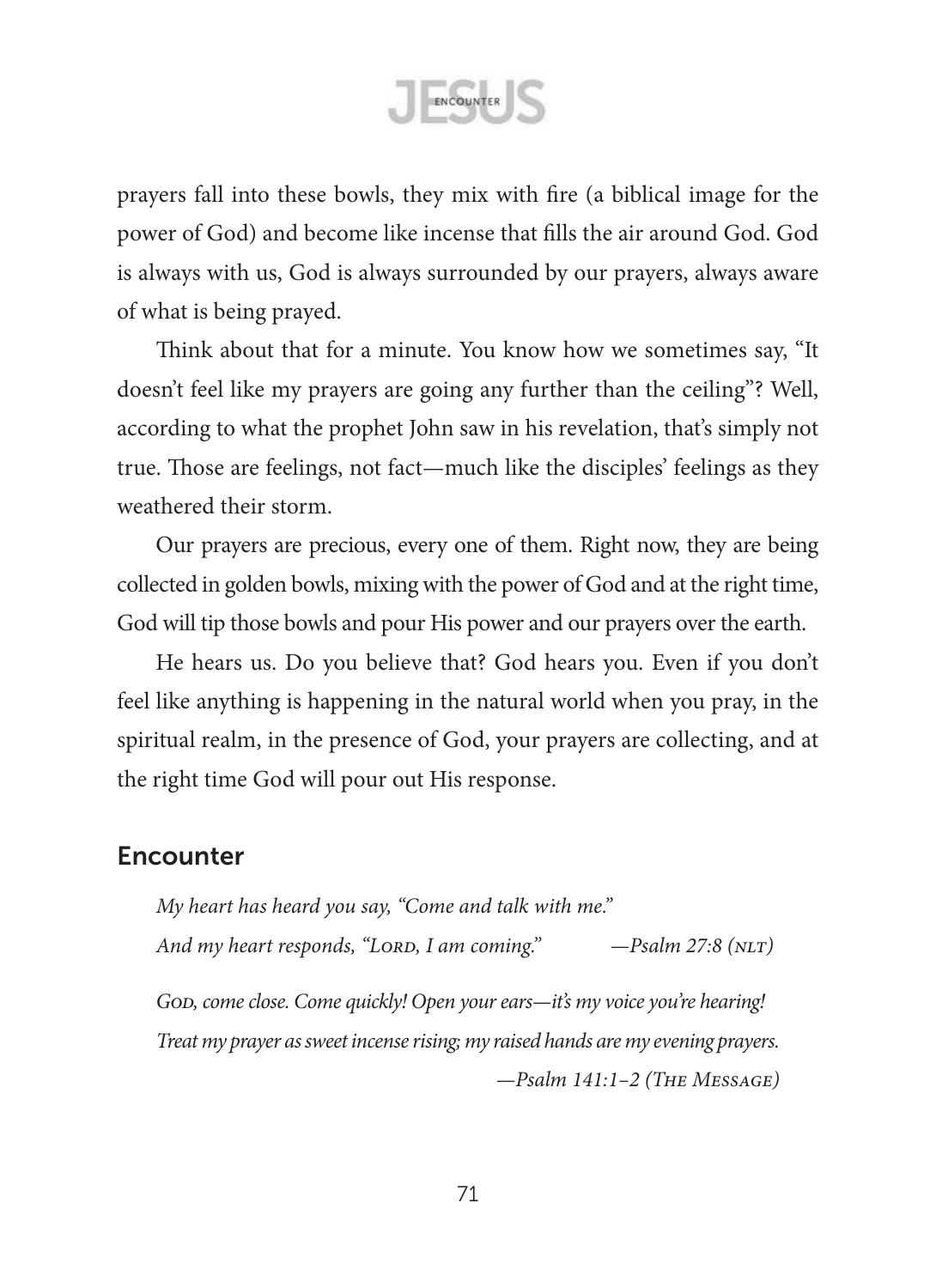prayers fall into these bowls, they mix with fire (a biblical image for the power of God) and become like incense that fills the air around God. God is always with us, God is always surrounded by our prayers, always aware of what is being prayed.

Think about that for a minute. You know how we sometimes say, "It doesn't feel like my prayers are going any further than the ceiling"? Well, according to what the prophet John saw in his revelation, that's simply not true. Those are feelings, not fact—much like the disciples' feelings as they weathered their storm.

Our prayers are precious, every one of them. Right now, they are being collected in golden bowls, mixing with the power of God and at the right time, God will tip those bowls and pour His power and our prayers over the earth.

He hears us. Do you believe that? God hears you. Even if you don't feel like anything is happening in the natural world when you pray, in the spiritual realm, in the presence of God, your prayers are collecting, and at the right time God will pour out His response.

## Encounter

*My heart has heard you say, "Come and talk with me."*
*And my heart responds, "Lord, I am coming."* —*Psalm 27:8 (NLT)*

*God, come close. Come quickly! Open your ears—it's my voice you're hearing!*
*Treat my prayer as sweet incense rising; my raised hands are my evening prayers.*
—*Psalm 141:1–2 (The Message)*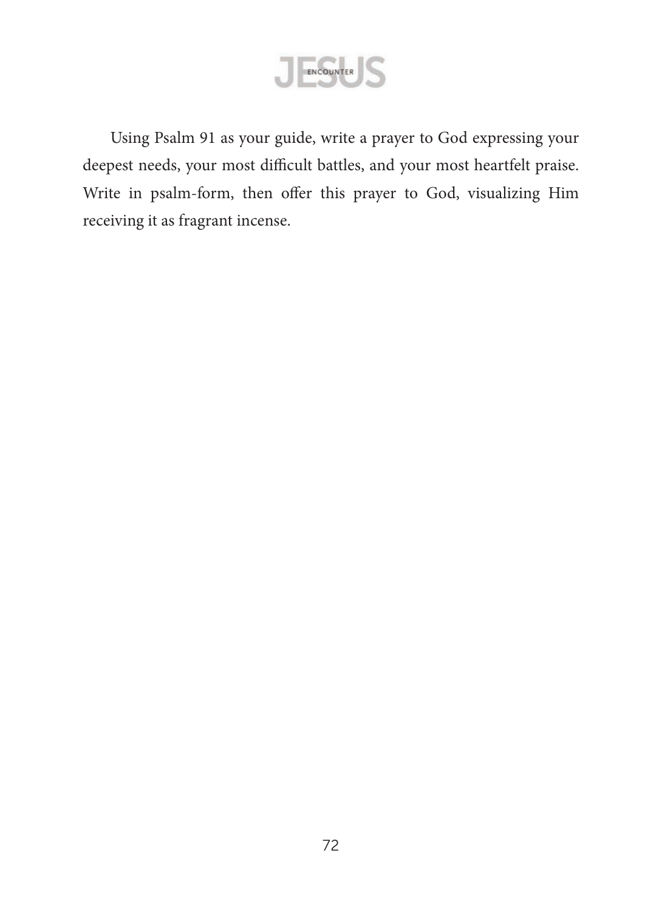Using Psalm 91 as your guide, write a prayer to God expressing your deepest needs, your most difficult battles, and your most heartfelt praise. Write in psalm-form, then offer this prayer to God, visualizing Him receiving it as fragrant incense.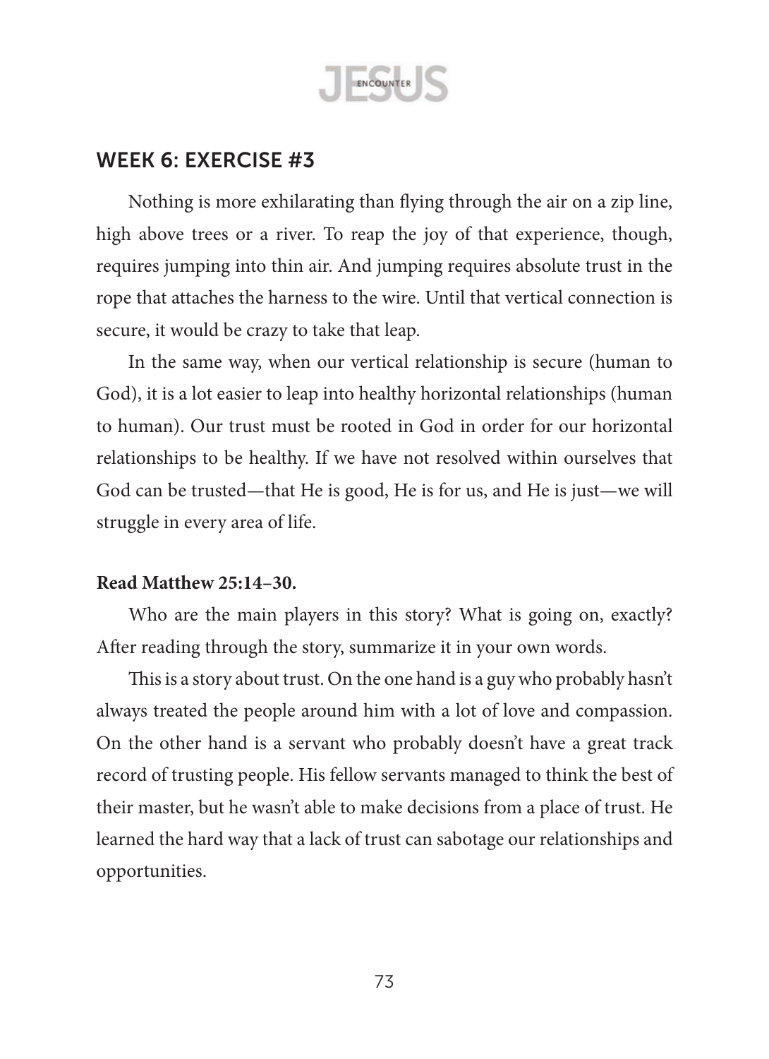## WEEK 6: EXERCISE #3

Nothing is more exhilarating than flying through the air on a zip line, high above trees or a river. To reap the joy of that experience, though, requires jumping into thin air. And jumping requires absolute trust in the rope that attaches the harness to the wire. Until that vertical connection is secure, it would be crazy to take that leap.

In the same way, when our vertical relationship is secure (human to God), it is a lot easier to leap into healthy horizontal relationships (human to human). Our trust must be rooted in God in order for our horizontal relationships to be healthy. If we have not resolved within ourselves that God can be trusted—that He is good, He is for us, and He is just—we will struggle in every area of life.

**Read Matthew 25:14–30.**

Who are the main players in this story? What is going on, exactly? After reading through the story, summarize it in your own words.

This is a story about trust. On the one hand is a guy who probably hasn't always treated the people around him with a lot of love and compassion. On the other hand is a servant who probably doesn't have a great track record of trusting people. His fellow servants managed to think the best of their master, but he wasn't able to make decisions from a place of trust. He learned the hard way that a lack of trust can sabotage our relationships and opportunities.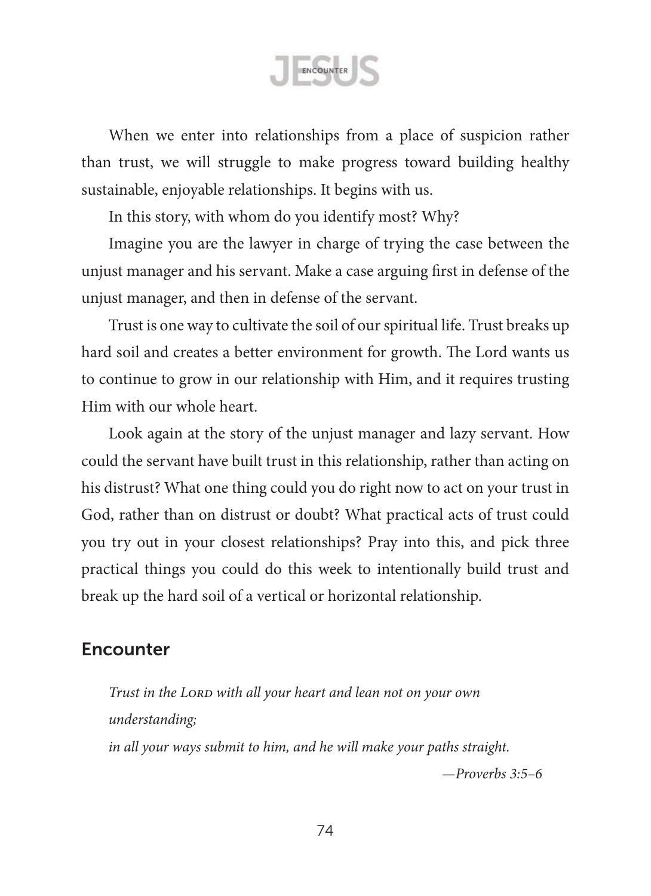When we enter into relationships from a place of suspicion rather than trust, we will struggle to make progress toward building healthy sustainable, enjoyable relationships. It begins with us.

In this story, with whom do you identify most? Why?

Imagine you are the lawyer in charge of trying the case between the unjust manager and his servant. Make a case arguing first in defense of the unjust manager, and then in defense of the servant.

Trust is one way to cultivate the soil of our spiritual life. Trust breaks up hard soil and creates a better environment for growth. The Lord wants us to continue to grow in our relationship with Him, and it requires trusting Him with our whole heart.

Look again at the story of the unjust manager and lazy servant. How could the servant have built trust in this relationship, rather than acting on his distrust? What one thing could you do right now to act on your trust in God, rather than on distrust or doubt? What practical acts of trust could you try out in your closest relationships? Pray into this, and pick three practical things you could do this week to intentionally build trust and break up the hard soil of a vertical or horizontal relationship.

## Encounter

*Trust in the Lord with all your heart and lean not on your own understanding;*
*in all your ways submit to him, and he will make your paths straight.*

—*Proverbs 3:5–6*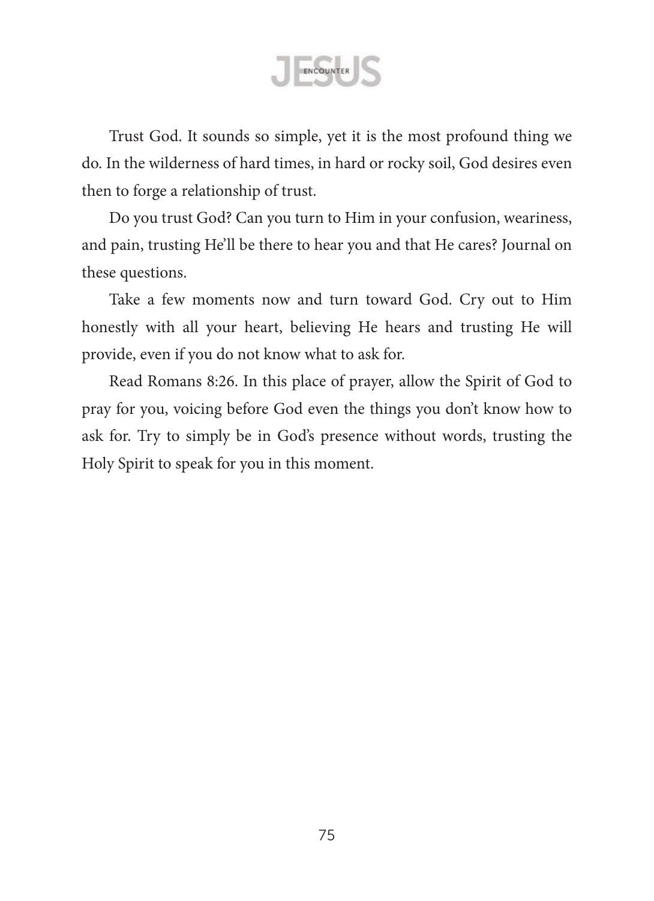Trust God. It sounds so simple, yet it is the most profound thing we do. In the wilderness of hard times, in hard or rocky soil, God desires even then to forge a relationship of trust.

Do you trust God? Can you turn to Him in your confusion, weariness, and pain, trusting He'll be there to hear you and that He cares? Journal on these questions.

Take a few moments now and turn toward God. Cry out to Him honestly with all your heart, believing He hears and trusting He will provide, even if you do not know what to ask for.

Read Romans 8:26. In this place of prayer, allow the Spirit of God to pray for you, voicing before God even the things you don't know how to ask for. Try to simply be in God's presence without words, trusting the Holy Spirit to speak for you in this moment.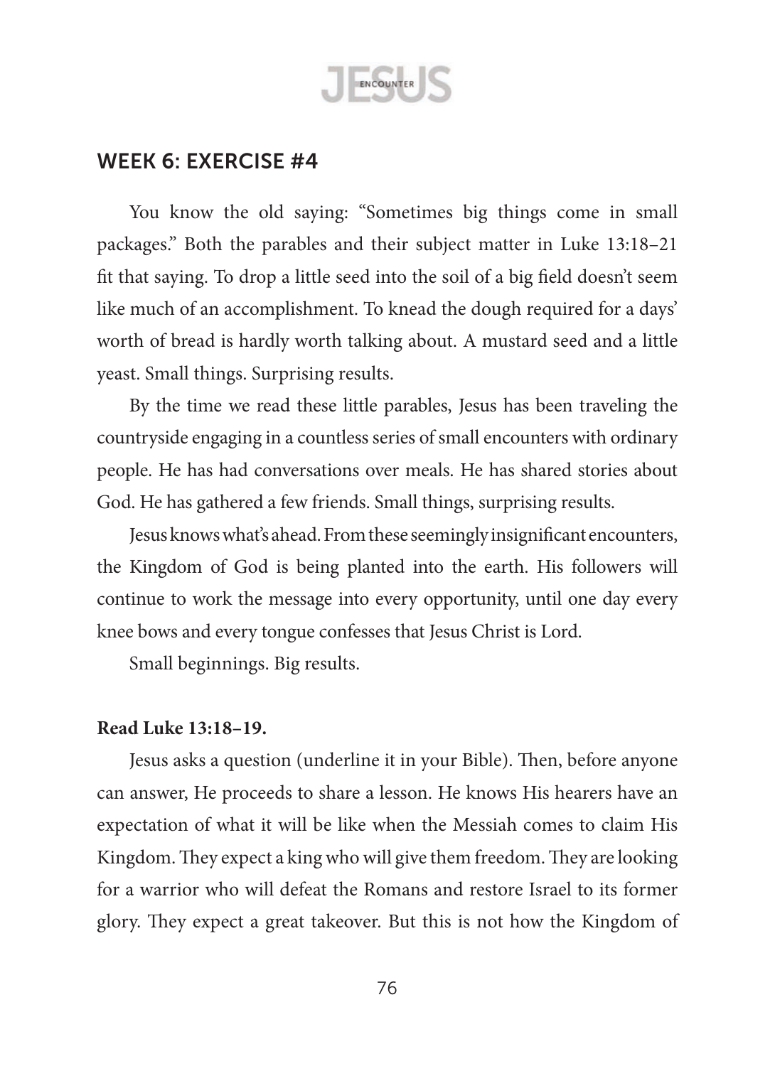## WEEK 6: EXERCISE #4

You know the old saying: "Sometimes big things come in small packages." Both the parables and their subject matter in Luke 13:18–21 fit that saying. To drop a little seed into the soil of a big field doesn't seem like much of an accomplishment. To knead the dough required for a days' worth of bread is hardly worth talking about. A mustard seed and a little yeast. Small things. Surprising results.

By the time we read these little parables, Jesus has been traveling the countryside engaging in a countless series of small encounters with ordinary people. He has had conversations over meals. He has shared stories about God. He has gathered a few friends. Small things, surprising results.

Jesus knows what's ahead. From these seemingly insignificant encounters, the Kingdom of God is being planted into the earth. His followers will continue to work the message into every opportunity, until one day every knee bows and every tongue confesses that Jesus Christ is Lord.

Small beginnings. Big results.

**Read Luke 13:18–19.**

Jesus asks a question (underline it in your Bible). Then, before anyone can answer, He proceeds to share a lesson. He knows His hearers have an expectation of what it will be like when the Messiah comes to claim His Kingdom. They expect a king who will give them freedom. They are looking for a warrior who will defeat the Romans and restore Israel to its former glory. They expect a great takeover. But this is not how the Kingdom of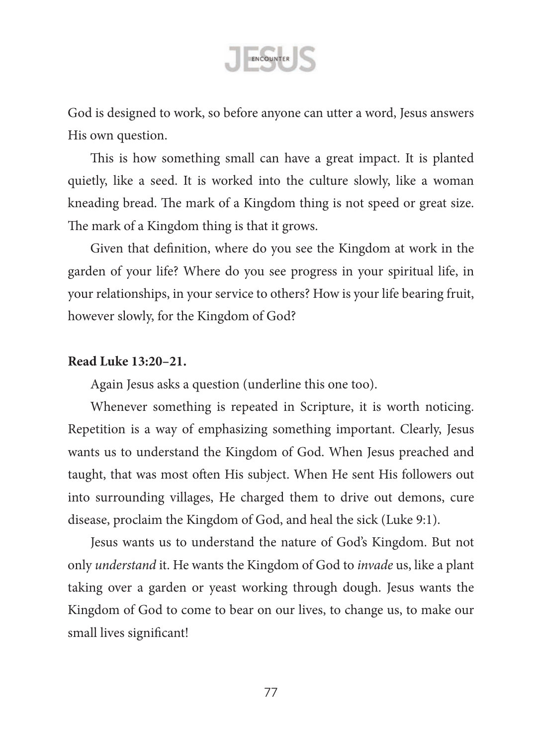God is designed to work, so before anyone can utter a word, Jesus answers His own question.

This is how something small can have a great impact. It is planted quietly, like a seed. It is worked into the culture slowly, like a woman kneading bread. The mark of a Kingdom thing is not speed or great size. The mark of a Kingdom thing is that it grows.

Given that definition, where do you see the Kingdom at work in the garden of your life? Where do you see progress in your spiritual life, in your relationships, in your service to others? How is your life bearing fruit, however slowly, for the Kingdom of God?

**Read Luke 13:20–21.**

Again Jesus asks a question (underline this one too).

Whenever something is repeated in Scripture, it is worth noticing. Repetition is a way of emphasizing something important. Clearly, Jesus wants us to understand the Kingdom of God. When Jesus preached and taught, that was most often His subject. When He sent His followers out into surrounding villages, He charged them to drive out demons, cure disease, proclaim the Kingdom of God, and heal the sick (Luke 9:1).

Jesus wants us to understand the nature of God's Kingdom. But not only *understand* it. He wants the Kingdom of God to *invade* us, like a plant taking over a garden or yeast working through dough. Jesus wants the Kingdom of God to come to bear on our lives, to change us, to make our small lives significant!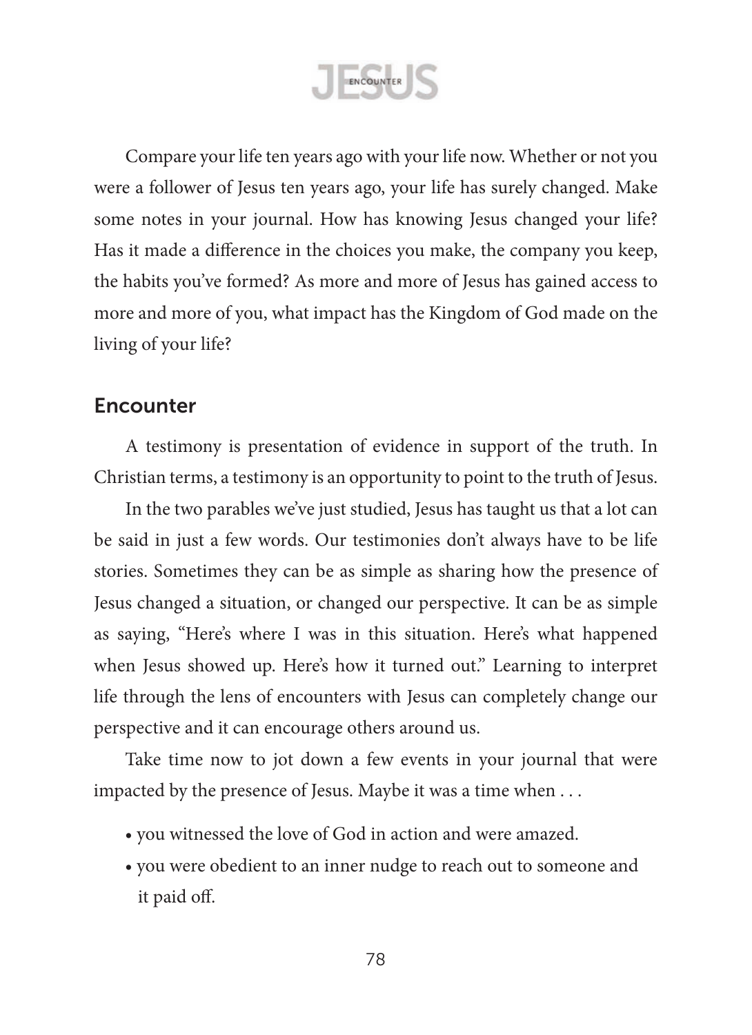Compare your life ten years ago with your life now. Whether or not you were a follower of Jesus ten years ago, your life has surely changed. Make some notes in your journal. How has knowing Jesus changed your life? Has it made a difference in the choices you make, the company you keep, the habits you've formed? As more and more of Jesus has gained access to more and more of you, what impact has the Kingdom of God made on the living of your life?

## Encounter

A testimony is presentation of evidence in support of the truth. In Christian terms, a testimony is an opportunity to point to the truth of Jesus.

In the two parables we've just studied, Jesus has taught us that a lot can be said in just a few words. Our testimonies don't always have to be life stories. Sometimes they can be as simple as sharing how the presence of Jesus changed a situation, or changed our perspective. It can be as simple as saying, "Here's where I was in this situation. Here's what happened when Jesus showed up. Here's how it turned out." Learning to interpret life through the lens of encounters with Jesus can completely change our perspective and it can encourage others around us.

Take time now to jot down a few events in your journal that were impacted by the presence of Jesus. Maybe it was a time when . . .

- you witnessed the love of God in action and were amazed.
- you were obedient to an inner nudge to reach out to someone and it paid off.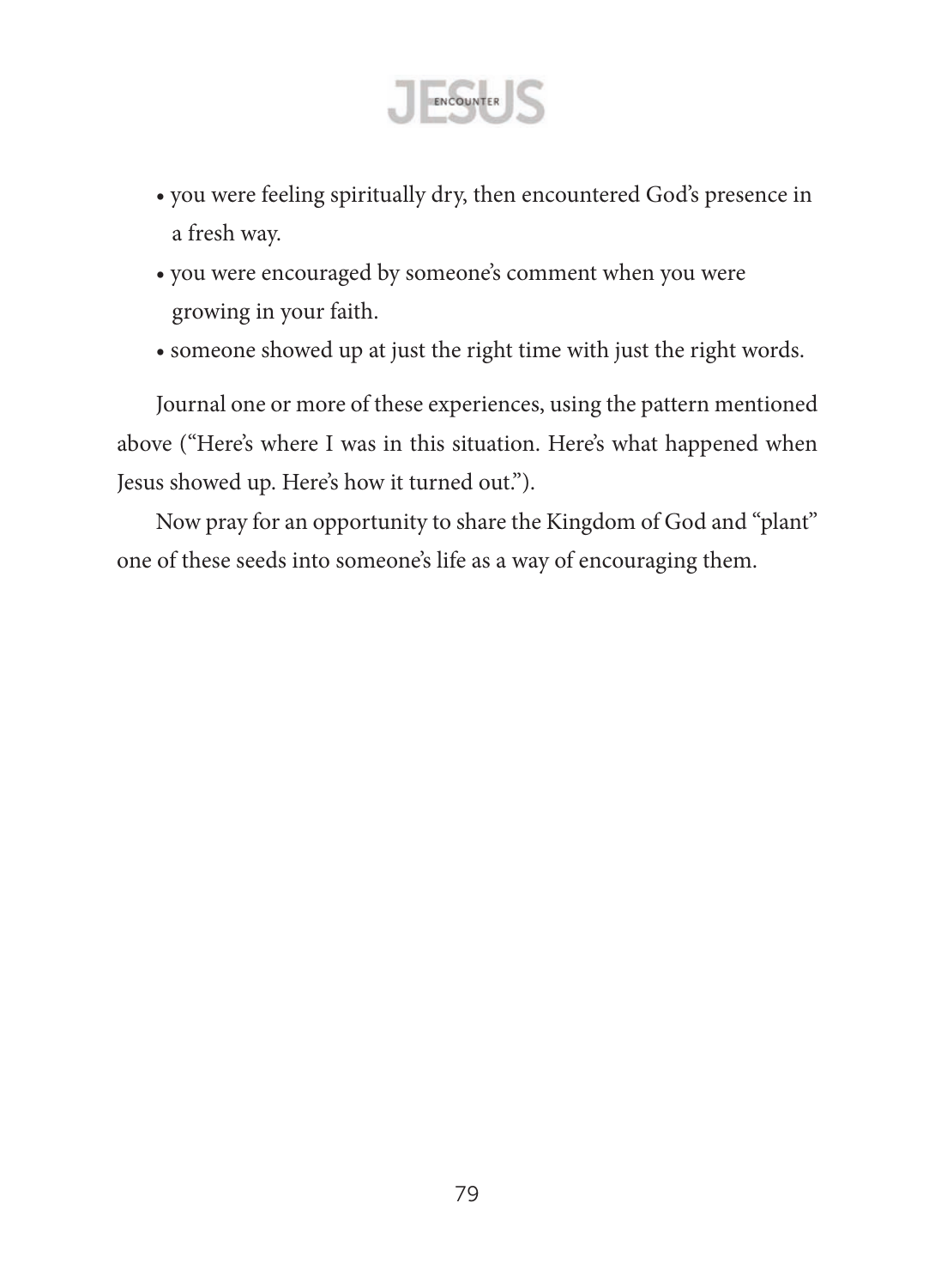- you were feeling spiritually dry, then encountered God's presence in a fresh way.
- you were encouraged by someone's comment when you were growing in your faith.
- someone showed up at just the right time with just the right words.

Journal one or more of these experiences, using the pattern mentioned above ("Here's where I was in this situation. Here's what happened when Jesus showed up. Here's how it turned out.").

Now pray for an opportunity to share the Kingdom of God and "plant" one of these seeds into someone's life as a way of encouraging them.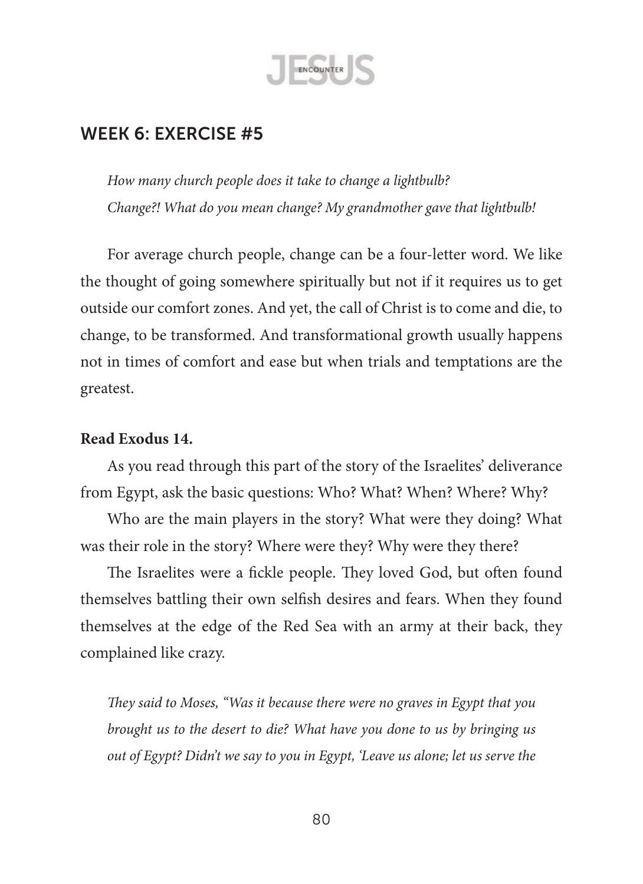## WEEK 6: EXERCISE #5

*How many church people does it take to change a lightbulb?*
*Change?! What do you mean change? My grandmother gave that lightbulb!*

For average church people, change can be a four-letter word. We like the thought of going somewhere spiritually but not if it requires us to get outside our comfort zones. And yet, the call of Christ is to come and die, to change, to be transformed. And transformational growth usually happens not in times of comfort and ease but when trials and temptations are the greatest.

**Read Exodus 14.**

As you read through this part of the story of the Israelites' deliverance from Egypt, ask the basic questions: Who? What? When? Where? Why?

Who are the main players in the story? What were they doing? What was their role in the story? Where were they? Why were they there?

The Israelites were a fickle people. They loved God, but often found themselves battling their own selfish desires and fears. When they found themselves at the edge of the Red Sea with an army at their back, they complained like crazy.

*They said to Moses, "Was it because there were no graves in Egypt that you brought us to the desert to die? What have you done to us by bringing us out of Egypt? Didn't we say to you in Egypt, 'Leave us alone; let us serve the*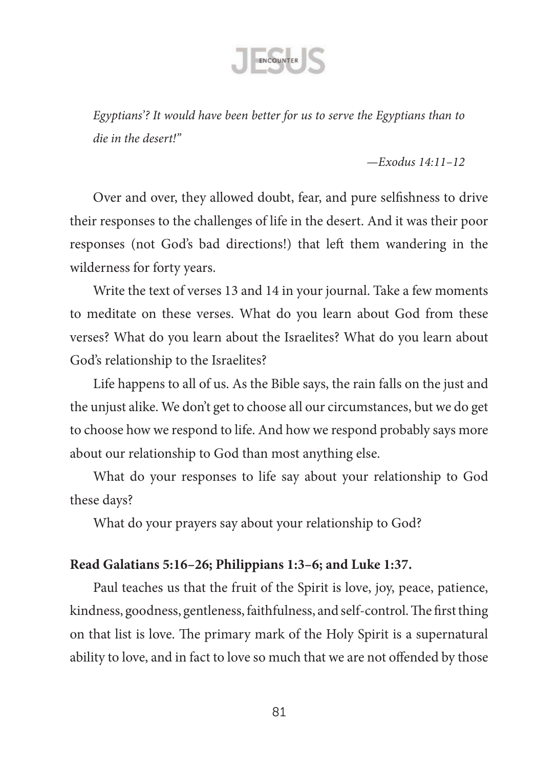*Egyptians'? It would have been better for us to serve the Egyptians than to die in the desert!"*

—*Exodus 14:11–12*

Over and over, they allowed doubt, fear, and pure selfishness to drive their responses to the challenges of life in the desert. And it was their poor responses (not God's bad directions!) that left them wandering in the wilderness for forty years.

Write the text of verses 13 and 14 in your journal. Take a few moments to meditate on these verses. What do you learn about God from these verses? What do you learn about the Israelites? What do you learn about God's relationship to the Israelites?

Life happens to all of us. As the Bible says, the rain falls on the just and the unjust alike. We don't get to choose all our circumstances, but we do get to choose how we respond to life. And how we respond probably says more about our relationship to God than most anything else.

What do your responses to life say about your relationship to God these days?

What do your prayers say about your relationship to God?

**Read Galatians 5:16–26; Philippians 1:3–6; and Luke 1:37.**

Paul teaches us that the fruit of the Spirit is love, joy, peace, patience, kindness, goodness, gentleness, faithfulness, and self-control. The first thing on that list is love. The primary mark of the Holy Spirit is a supernatural ability to love, and in fact to love so much that we are not offended by those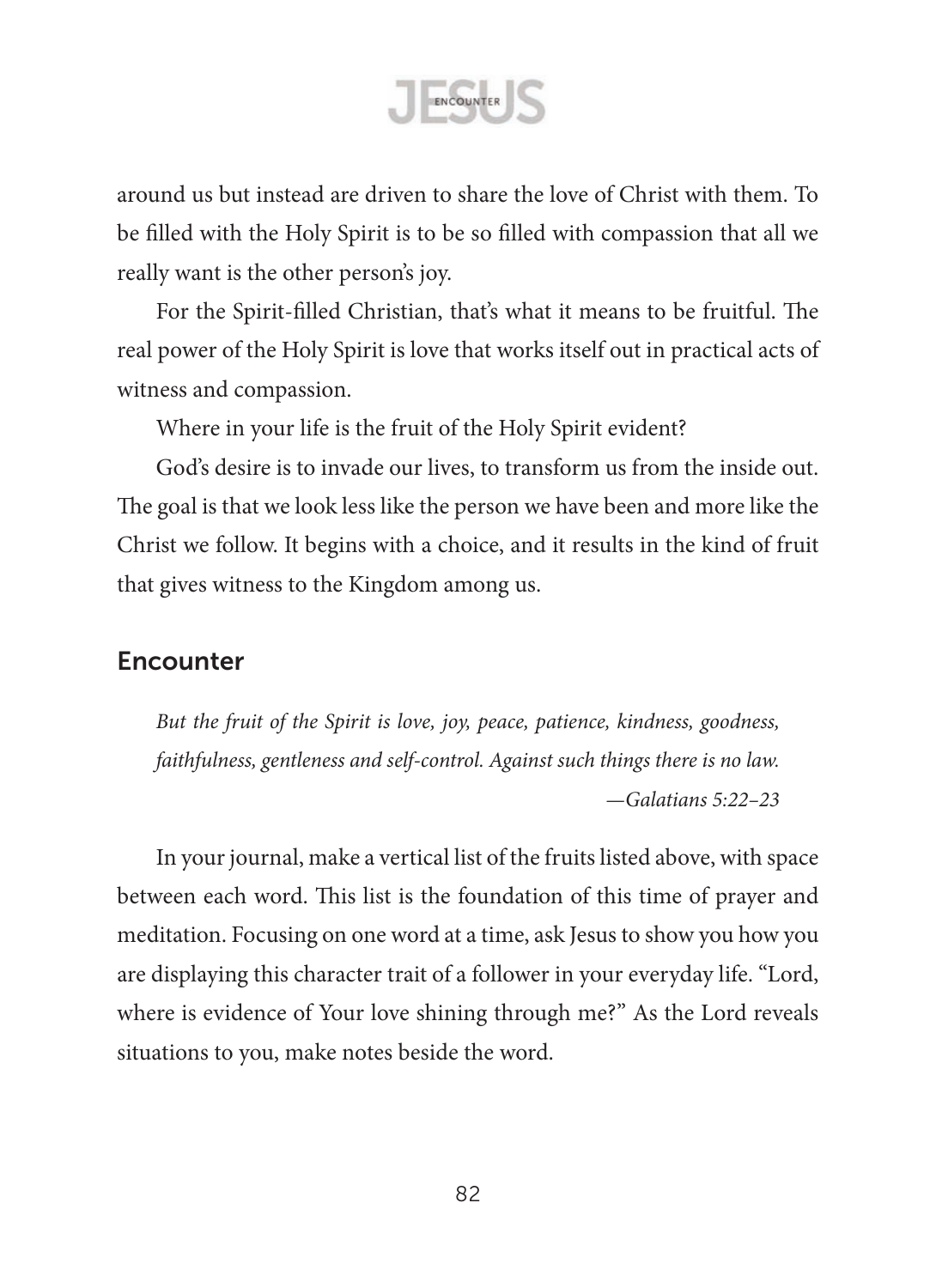around us but instead are driven to share the love of Christ with them. To be filled with the Holy Spirit is to be so filled with compassion that all we really want is the other person's joy.

For the Spirit-filled Christian, that's what it means to be fruitful. The real power of the Holy Spirit is love that works itself out in practical acts of witness and compassion.

Where in your life is the fruit of the Holy Spirit evident?

God's desire is to invade our lives, to transform us from the inside out. The goal is that we look less like the person we have been and more like the Christ we follow. It begins with a choice, and it results in the kind of fruit that gives witness to the Kingdom among us.

## Encounter

*But the fruit of the Spirit is love, joy, peace, patience, kindness, goodness, faithfulness, gentleness and self-control. Against such things there is no law.*

*—Galatians 5:22–23*

In your journal, make a vertical list of the fruits listed above, with space between each word. This list is the foundation of this time of prayer and meditation. Focusing on one word at a time, ask Jesus to show you how you are displaying this character trait of a follower in your everyday life. "Lord, where is evidence of Your love shining through me?" As the Lord reveals situations to you, make notes beside the word.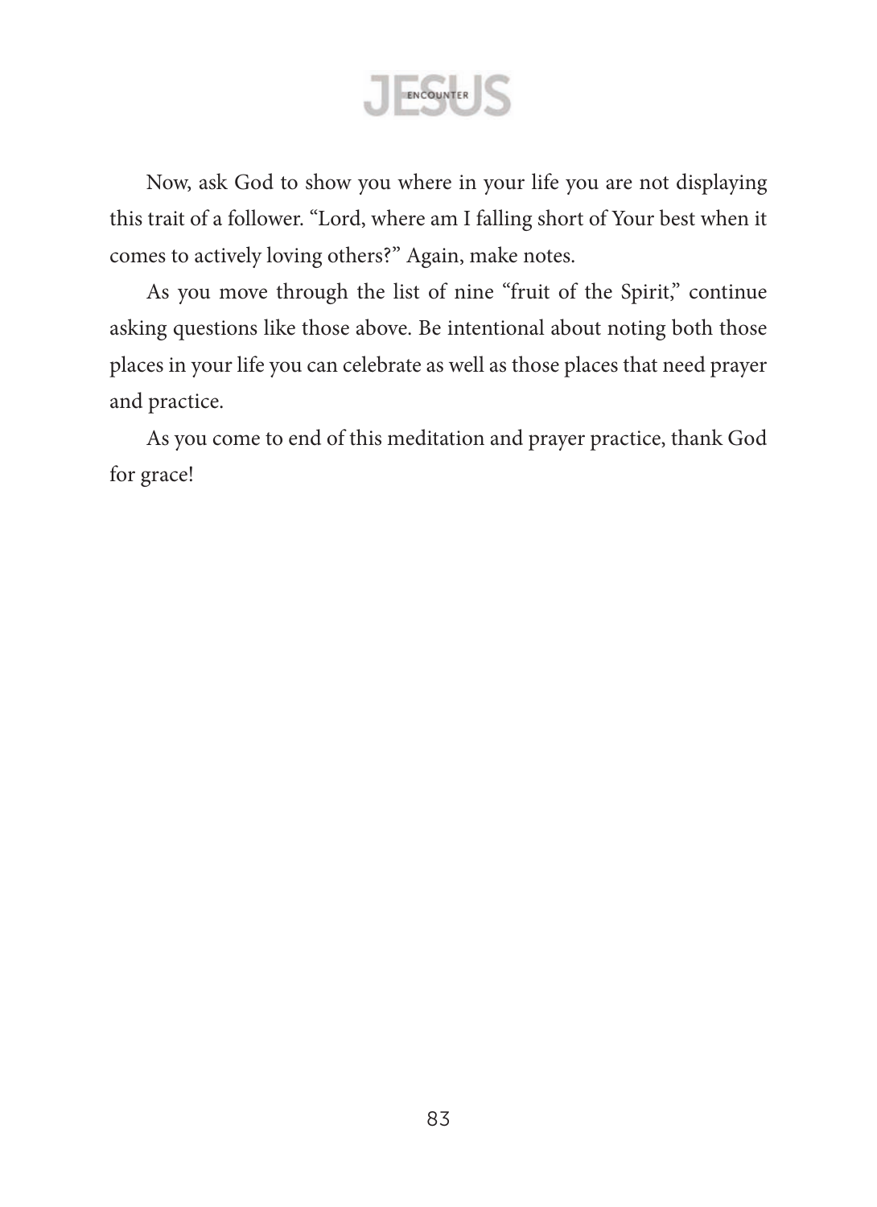Now, ask God to show you where in your life you are not displaying this trait of a follower. "Lord, where am I falling short of Your best when it comes to actively loving others?" Again, make notes.

As you move through the list of nine "fruit of the Spirit," continue asking questions like those above. Be intentional about noting both those places in your life you can celebrate as well as those places that need prayer and practice.

As you come to end of this meditation and prayer practice, thank God for grace!